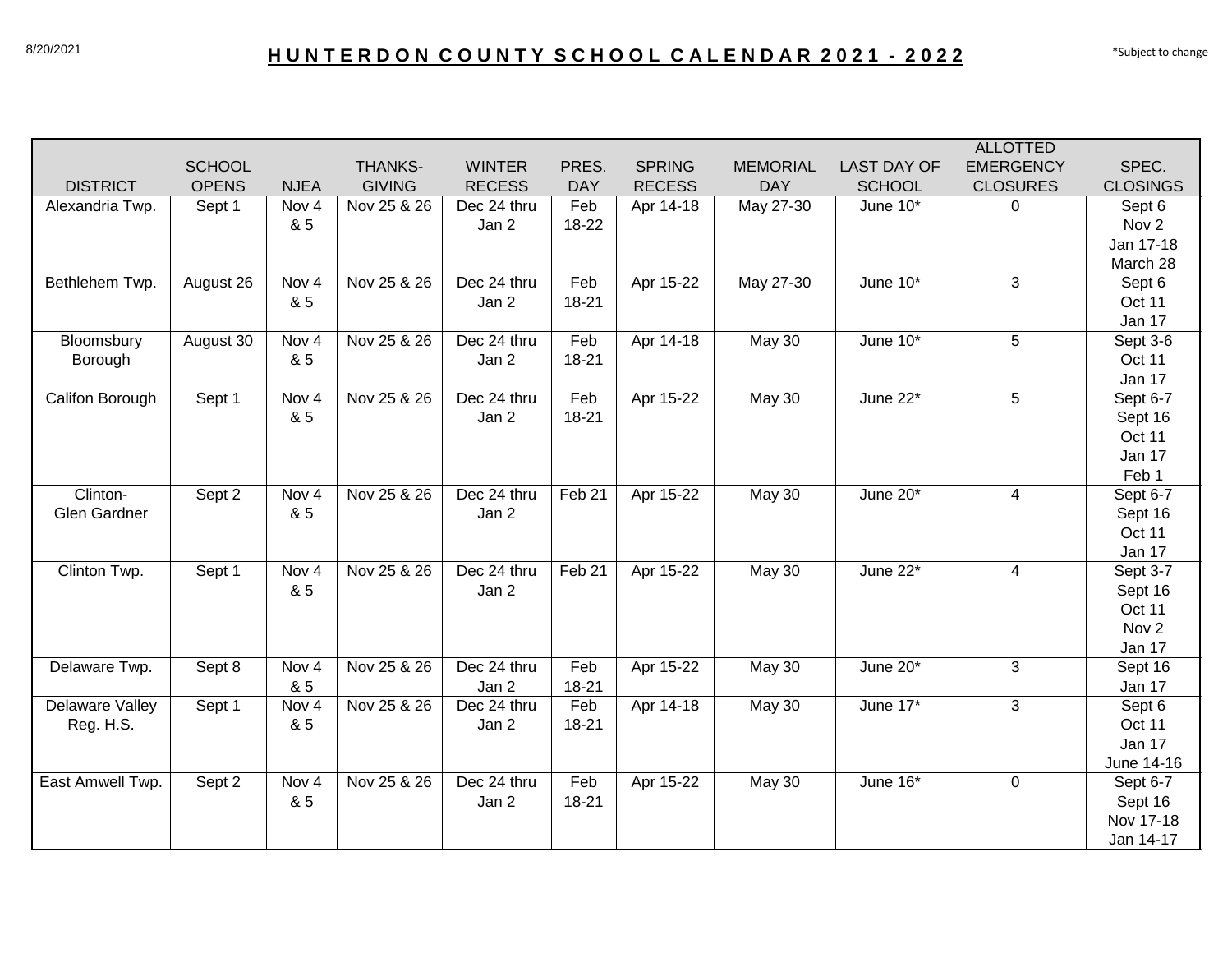8/20/2021

# HUNTERDON COUNTY SCHOOL CALENDAR 2021 - 2022

*Subject to change

| DISTRICT | SCHOOL OPENS | NJEA | THANKS-GIVING | WINTER RECESS | PRES. DAY | SPRING RECESS | MEMORIAL DAY | LAST DAY OF SCHOOL | ALLOTTED EMERGENCY CLOSURES | SPEC. CLOSINGS |
|---|---|---|---|---|---|---|---|---|---|---|
| Alexandria Twp. | Sept 1 | Nov 4 & 5 | Nov 25 & 26 | Dec 24 thru Jan 2 | Feb 18-22 | Apr 14-18 | May 27-30 | June 10* | 0 | Sept 6<br>Nov 2<br>Jan 17-18<br>March 28 |
| Bethlehem Twp. | August 26 | Nov 4 & 5 | Nov 25 & 26 | Dec 24 thru Jan 2 | Feb 18-21 | Apr 15-22 | May 27-30 | June 10* | 3 | Sept 6<br>Oct 11<br>Jan 17 |
| Bloomsbury Borough | August 30 | Nov 4 & 5 | Nov 25 & 26 | Dec 24 thru Jan 2 | Feb 18-21 | Apr 14-18 | May 30 | June 10* | 5 | Sept 3-6<br>Oct 11<br>Jan 17 |
| Califon Borough | Sept 1 | Nov 4 & 5 | Nov 25 & 26 | Dec 24 thru Jan 2 | Feb 18-21 | Apr 15-22 | May 30 | June 22* | 5 | Sept 6-7<br>Sept 16<br>Oct 11<br>Jan 17<br>Feb 1 |
| Clinton-Glen Gardner | Sept 2 | Nov 4 & 5 | Nov 25 & 26 | Dec 24 thru Jan 2 | Feb 21 | Apr 15-22 | May 30 | June 20* | 4 | Sept 6-7<br>Sept 16<br>Oct 11<br>Jan 17 |
| Clinton Twp. | Sept 1 | Nov 4 & 5 | Nov 25 & 26 | Dec 24 thru Jan 2 | Feb 21 | Apr 15-22 | May 30 | June 22* | 4 | Sept 3-7<br>Sept 16<br>Oct 11<br>Nov 2<br>Jan 17 |
| Delaware Twp. | Sept 8 | Nov 4 & 5 | Nov 25 & 26 | Dec 24 thru Jan 2 | Feb 18-21 | Apr 15-22 | May 30 | June 20* | 3 | Sept 16<br>Jan 17 |
| Delaware Valley Reg. H.S. | Sept 1 | Nov 4 & 5 | Nov 25 & 26 | Dec 24 thru Jan 2 | Feb 18-21 | Apr 14-18 | May 30 | June 17* | 3 | Sept 6<br>Oct 11<br>Jan 17<br>June 14-16 |
| East Amwell Twp. | Sept 2 | Nov 4 & 5 | Nov 25 & 26 | Dec 24 thru Jan 2 | Feb 18-21 | Apr 15-22 | May 30 | June 16* | 0 | Sept 6-7<br>Sept 16<br>Nov 17-18<br>Jan 14-17 |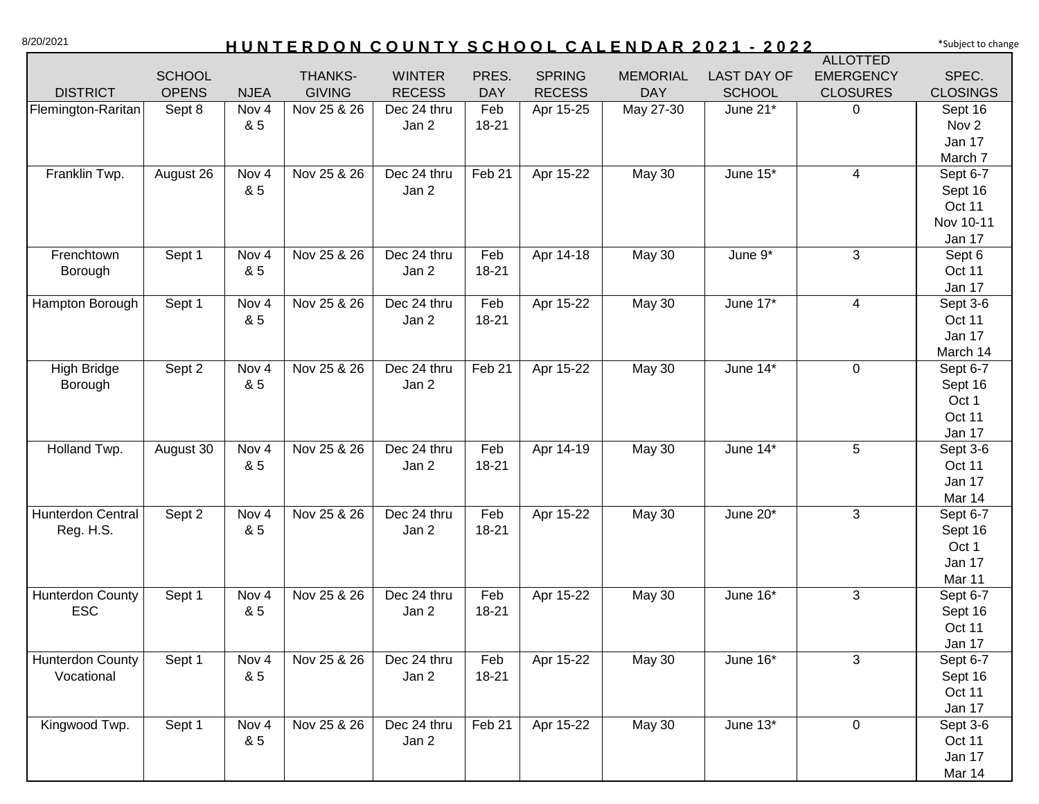8/20/2021

# HUNTERDON COUNTY SCHOOL CALENDAR 2021 - 2022

*Subject to change

| DISTRICT | SCHOOL OPENS | NJEA | THANKS-GIVING | WINTER RECESS | PRES. DAY | SPRING RECESS | MEMORIAL DAY | LAST DAY OF SCHOOL | ALLOTTED EMERGENCY CLOSURES | SPEC. CLOSINGS |
|---|---|---|---|---|---|---|---|---|---|---|
| Flemington-Raritan | Sept 8 | Nov 4 & 5 | Nov 25 & 26 | Dec 24 thru Jan 2 | Feb 18-21 | Apr 15-25 | May 27-30 | June 21* | 0 | Sept 16<br>Nov 2<br>Jan 17<br>March 7 |
| Franklin Twp. | August 26 | Nov 4 & 5 | Nov 25 & 26 | Dec 24 thru Jan 2 | Feb 21 | Apr 15-22 | May 30 | June 15* | 4 | Sept 6-7<br>Sept 16<br>Oct 11<br>Nov 10-11<br>Jan 17 |
| Frenchtown Borough | Sept 1 | Nov 4 & 5 | Nov 25 & 26 | Dec 24 thru Jan 2 | Feb 18-21 | Apr 14-18 | May 30 | June 9* | 3 | Sept 6<br>Oct 11<br>Jan 17 |
| Hampton Borough | Sept 1 | Nov 4 & 5 | Nov 25 & 26 | Dec 24 thru Jan 2 | Feb 18-21 | Apr 15-22 | May 30 | June 17* | 4 | Sept 3-6<br>Oct 11<br>Jan 17<br>March 14 |
| High Bridge Borough | Sept 2 | Nov 4 & 5 | Nov 25 & 26 | Dec 24 thru Jan 2 | Feb 21 | Apr 15-22 | May 30 | June 14* | 0 | Sept 6-7<br>Sept 16<br>Oct 1<br>Oct 11<br>Jan 17 |
| Holland Twp. | August 30 | Nov 4 & 5 | Nov 25 & 26 | Dec 24 thru Jan 2 | Feb 18-21 | Apr 14-19 | May 30 | June 14* | 5 | Sept 3-6<br>Oct 11<br>Jan 17<br>Mar 14 |
| Hunterdon Central Reg. H.S. | Sept 2 | Nov 4 & 5 | Nov 25 & 26 | Dec 24 thru Jan 2 | Feb 18-21 | Apr 15-22 | May 30 | June 20* | 3 | Sept 6-7<br>Sept 16<br>Oct 1<br>Jan 17<br>Mar 11 |
| Hunterdon County ESC | Sept 1 | Nov 4 & 5 | Nov 25 & 26 | Dec 24 thru Jan 2 | Feb 18-21 | Apr 15-22 | May 30 | June 16* | 3 | Sept 6-7<br>Sept 16<br>Oct 11<br>Jan 17 |
| Hunterdon County Vocational | Sept 1 | Nov 4 & 5 | Nov 25 & 26 | Dec 24 thru Jan 2 | Feb 18-21 | Apr 15-22 | May 30 | June 16* | 3 | Sept 6-7<br>Sept 16<br>Oct 11<br>Jan 17 |
| Kingwood Twp. | Sept 1 | Nov 4 & 5 | Nov 25 & 26 | Dec 24 thru Jan 2 | Feb 21 | Apr 15-22 | May 30 | June 13* | 0 | Sept 3-6<br>Oct 11<br>Jan 17<br>Mar 14 |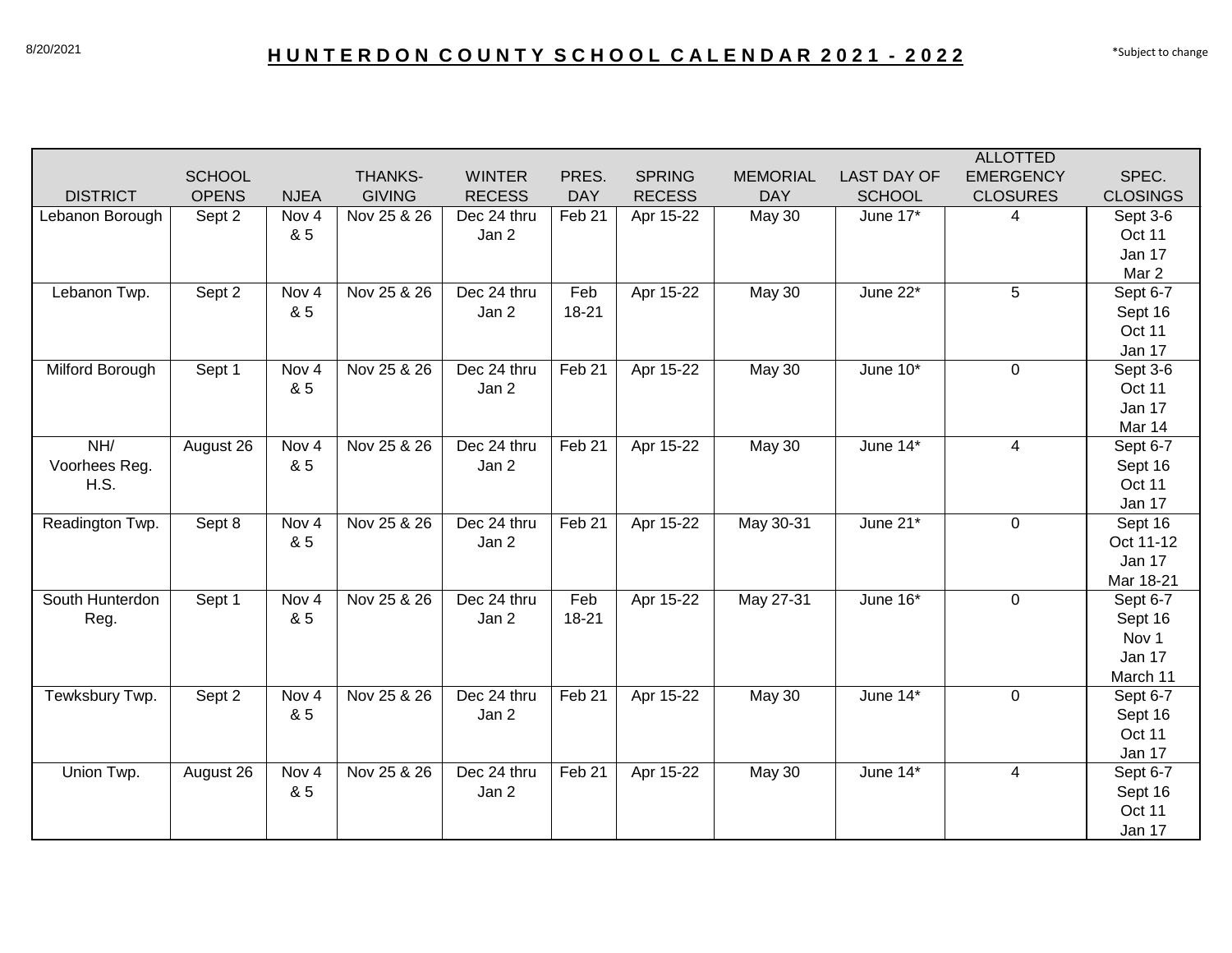8/20/2021

# HUNTERDON COUNTY SCHOOL CALENDAR 2021 - 2022

*Subject to change

| DISTRICT | SCHOOL OPENS | NJEA | THANKS-GIVING | WINTER RECESS | PRES. DAY | SPRING RECESS | MEMORIAL DAY | LAST DAY OF SCHOOL | ALLOTTED EMERGENCY CLOSURES | SPEC. CLOSINGS |
|---|---|---|---|---|---|---|---|---|---|---|
| Lebanon Borough | Sept 2 | Nov 4 & 5 | Nov 25 & 26 | Dec 24 thru Jan 2 | Feb 21 | Apr 15-22 | May 30 | June 17* | 4 | Sept 3-6<br>Oct 11<br>Jan 17<br>Mar 2 |
| Lebanon Twp. | Sept 2 | Nov 4 & 5 | Nov 25 & 26 | Dec 24 thru Jan 2 | Feb 18-21 | Apr 15-22 | May 30 | June 22* | 5 | Sept 6-7<br>Sept 16<br>Oct 11<br>Jan 17 |
| Milford Borough | Sept 1 | Nov 4 & 5 | Nov 25 & 26 | Dec 24 thru Jan 2 | Feb 21 | Apr 15-22 | May 30 | June 10* | 0 | Sept 3-6<br>Oct 11<br>Jan 17<br>Mar 14 |
| NH/ Voorhees Reg. H.S. | August 26 | Nov 4 & 5 | Nov 25 & 26 | Dec 24 thru Jan 2 | Feb 21 | Apr 15-22 | May 30 | June 14* | 4 | Sept 6-7<br>Sept 16<br>Oct 11<br>Jan 17 |
| Readington Twp. | Sept 8 | Nov 4 & 5 | Nov 25 & 26 | Dec 24 thru Jan 2 | Feb 21 | Apr 15-22 | May 30-31 | June 21* | 0 | Sept 16<br>Oct 11-12<br>Jan 17<br>Mar 18-21 |
| South Hunterdon Reg. | Sept 1 | Nov 4 & 5 | Nov 25 & 26 | Dec 24 thru Jan 2 | Feb 18-21 | Apr 15-22 | May 27-31 | June 16* | 0 | Sept 6-7<br>Sept 16<br>Nov 1<br>Jan 17<br>March 11 |
| Tewksbury Twp. | Sept 2 | Nov 4 & 5 | Nov 25 & 26 | Dec 24 thru Jan 2 | Feb 21 | Apr 15-22 | May 30 | June 14* | 0 | Sept 6-7<br>Sept 16<br>Oct 11<br>Jan 17 |
| Union Twp. | August 26 | Nov 4 & 5 | Nov 25 & 26 | Dec 24 thru Jan 2 | Feb 21 | Apr 15-22 | May 30 | June 14* | 4 | Sept 6-7<br>Sept 16<br>Oct 11<br>Jan 17 |